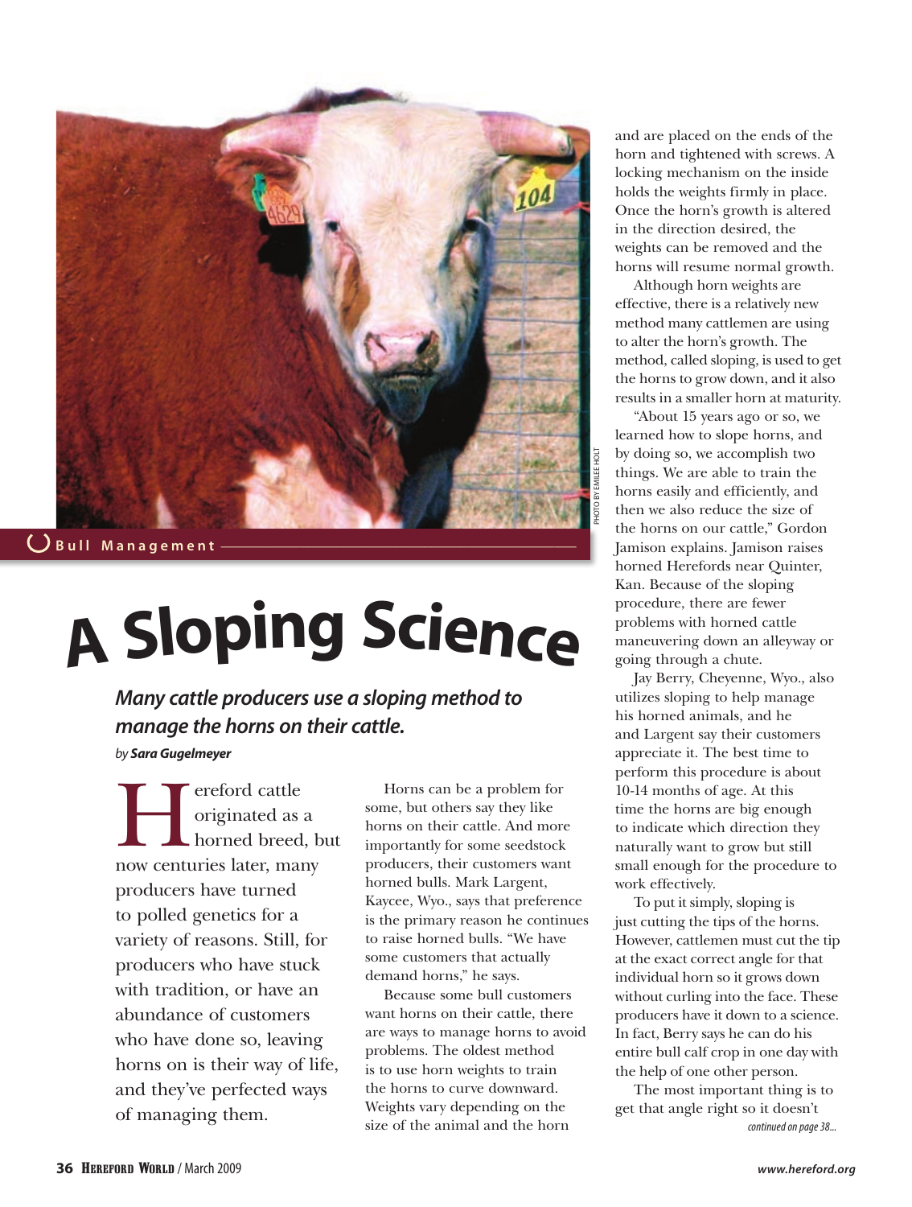Bull Management

# A Sloping Science

***Many cattle producers use a sloping method to manage the horns on their cattle.***

*by* ***Sara Gugelmeyer***

Hereford cattle originated as a horned breed, but now centuries later, many producers have turned to polled genetics for a variety of reasons. Still, for producers who have stuck with tradition, or have an abundance of customers who have done so, leaving horns on is their way of life, and they've perfected ways of managing them.

Horns can be a problem for some, but others say they like horns on their cattle. And more importantly for some seedstock producers, their customers want horned bulls. Mark Largent, Kaycee, Wyo., says that preference is the primary reason he continues to raise horned bulls. "We have some customers that actually demand horns," he says.

Because some bull customers want horns on their cattle, there are ways to manage horns to avoid problems. The oldest method is to use horn weights to train the horns to curve downward. Weights vary depending on the size of the animal and the horn and are placed on the ends of the horn and tightened with screws. A locking mechanism on the inside holds the weights firmly in place. Once the horn's growth is altered in the direction desired, the weights can be removed and the horns will resume normal growth.

Although horn weights are effective, there is a relatively new method many cattlemen are using to alter the horn's growth. The method, called sloping, is used to get the horns to grow down, and it also results in a smaller horn at maturity.

"About 15 years ago or so, we learned how to slope horns, and by doing so, we accomplish two things. We are able to train the horns easily and efficiently, and then we also reduce the size of the horns on our cattle," Gordon Jamison explains. Jamison raises horned Herefords near Quinter, Kan. Because of the sloping procedure, there are fewer problems with horned cattle maneuvering down an alleyway or going through a chute.

Jay Berry, Cheyenne, Wyo., also utilizes sloping to help manage his horned animals, and he and Largent say their customers appreciate it. The best time to perform this procedure is about 10-14 months of age. At this time the horns are big enough to indicate which direction they naturally want to grow but still small enough for the procedure to work effectively.

To put it simply, sloping is just cutting the tips of the horns. However, cattlemen must cut the tip at the exact correct angle for that individual horn so it grows down without curling into the face. These producers have it down to a science. In fact, Berry says he can do his entire bull calf crop in one day with the help of one other person.

The most important thing is to get that angle right so it doesn't

*continued on page 38...*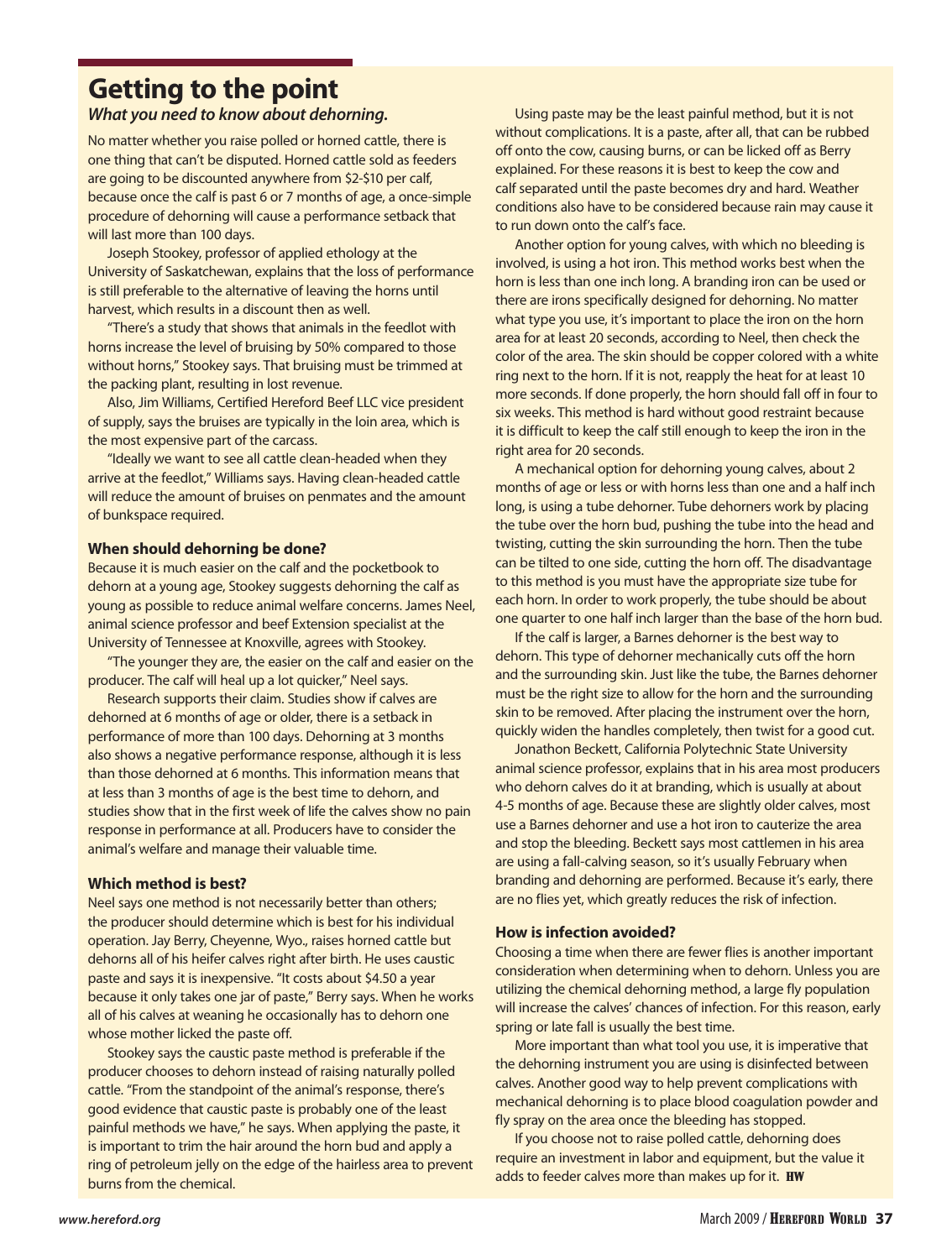# Getting to the point

***What you need to know about dehorning.***

No matter whether you raise polled or horned cattle, there is one thing that can't be disputed. Horned cattle sold as feeders are going to be discounted anywhere from $2-$10 per calf, because once the calf is past 6 or 7 months of age, a once-simple procedure of dehorning will cause a performance setback that will last more than 100 days.

Joseph Stookey, professor of applied ethology at the University of Saskatchewan, explains that the loss of performance is still preferable to the alternative of leaving the horns until harvest, which results in a discount then as well.

"There's a study that shows that animals in the feedlot with horns increase the level of bruising by 50% compared to those without horns," Stookey says. That bruising must be trimmed at the packing plant, resulting in lost revenue.

Also, Jim Williams, Certified Hereford Beef LLC vice president of supply, says the bruises are typically in the loin area, which is the most expensive part of the carcass.

"Ideally we want to see all cattle clean-headed when they arrive at the feedlot," Williams says. Having clean-headed cattle will reduce the amount of bruises on penmates and the amount of bunkspace required.

### When should dehorning be done?

Because it is much easier on the calf and the pocketbook to dehorn at a young age, Stookey suggests dehorning the calf as young as possible to reduce animal welfare concerns. James Neel, animal science professor and beef Extension specialist at the University of Tennessee at Knoxville, agrees with Stookey.

"The younger they are, the easier on the calf and easier on the producer. The calf will heal up a lot quicker," Neel says.

Research supports their claim. Studies show if calves are dehorned at 6 months of age or older, there is a setback in performance of more than 100 days. Dehorning at 3 months also shows a negative performance response, although it is less than those dehorned at 6 months. This information means that at less than 3 months of age is the best time to dehorn, and studies show that in the first week of life the calves show no pain response in performance at all. Producers have to consider the animal's welfare and manage their valuable time.

### Which method is best?

Neel says one method is not necessarily better than others; the producer should determine which is best for his individual operation. Jay Berry, Cheyenne, Wyo., raises horned cattle but dehorns all of his heifer calves right after birth. He uses caustic paste and says it is inexpensive. "It costs about $4.50 a year because it only takes one jar of paste," Berry says. When he works all of his calves at weaning he occasionally has to dehorn one whose mother licked the paste off.

Stookey says the caustic paste method is preferable if the producer chooses to dehorn instead of raising naturally polled cattle. "From the standpoint of the animal's response, there's good evidence that caustic paste is probably one of the least painful methods we have," he says. When applying the paste, it is important to trim the hair around the horn bud and apply a ring of petroleum jelly on the edge of the hairless area to prevent burns from the chemical.

Using paste may be the least painful method, but it is not without complications. It is a paste, after all, that can be rubbed off onto the cow, causing burns, or can be licked off as Berry explained. For these reasons it is best to keep the cow and calf separated until the paste becomes dry and hard. Weather conditions also have to be considered because rain may cause it to run down onto the calf's face.

Another option for young calves, with which no bleeding is involved, is using a hot iron. This method works best when the horn is less than one inch long. A branding iron can be used or there are irons specifically designed for dehorning. No matter what type you use, it's important to place the iron on the horn area for at least 20 seconds, according to Neel, then check the color of the area. The skin should be copper colored with a white ring next to the horn. If it is not, reapply the heat for at least 10 more seconds. If done properly, the horn should fall off in four to six weeks. This method is hard without good restraint because it is difficult to keep the calf still enough to keep the iron in the right area for 20 seconds.

A mechanical option for dehorning young calves, about 2 months of age or less or with horns less than one and a half inch long, is using a tube dehorner. Tube dehorners work by placing the tube over the horn bud, pushing the tube into the head and twisting, cutting the skin surrounding the horn. Then the tube can be tilted to one side, cutting the horn off. The disadvantage to this method is you must have the appropriate size tube for each horn. In order to work properly, the tube should be about one quarter to one half inch larger than the base of the horn bud.

If the calf is larger, a Barnes dehorner is the best way to dehorn. This type of dehorner mechanically cuts off the horn and the surrounding skin. Just like the tube, the Barnes dehorner must be the right size to allow for the horn and the surrounding skin to be removed. After placing the instrument over the horn, quickly widen the handles completely, then twist for a good cut.

Jonathon Beckett, California Polytechnic State University animal science professor, explains that in his area most producers who dehorn calves do it at branding, which is usually at about 4-5 months of age. Because these are slightly older calves, most use a Barnes dehorner and use a hot iron to cauterize the area and stop the bleeding. Beckett says most cattlemen in his area are using a fall-calving season, so it's usually February when branding and dehorning are performed. Because it's early, there are no flies yet, which greatly reduces the risk of infection.

### How is infection avoided?

Choosing a time when there are fewer flies is another important consideration when determining when to dehorn. Unless you are utilizing the chemical dehorning method, a large fly population will increase the calves' chances of infection. For this reason, early spring or late fall is usually the best time.

More important than what tool you use, it is imperative that the dehorning instrument you are using is disinfected between calves. Another good way to help prevent complications with mechanical dehorning is to place blood coagulation powder and fly spray on the area once the bleeding has stopped.

If you choose not to raise polled cattle, dehorning does require an investment in labor and equipment, but the value it adds to feeder calves more than makes up for it. **HW**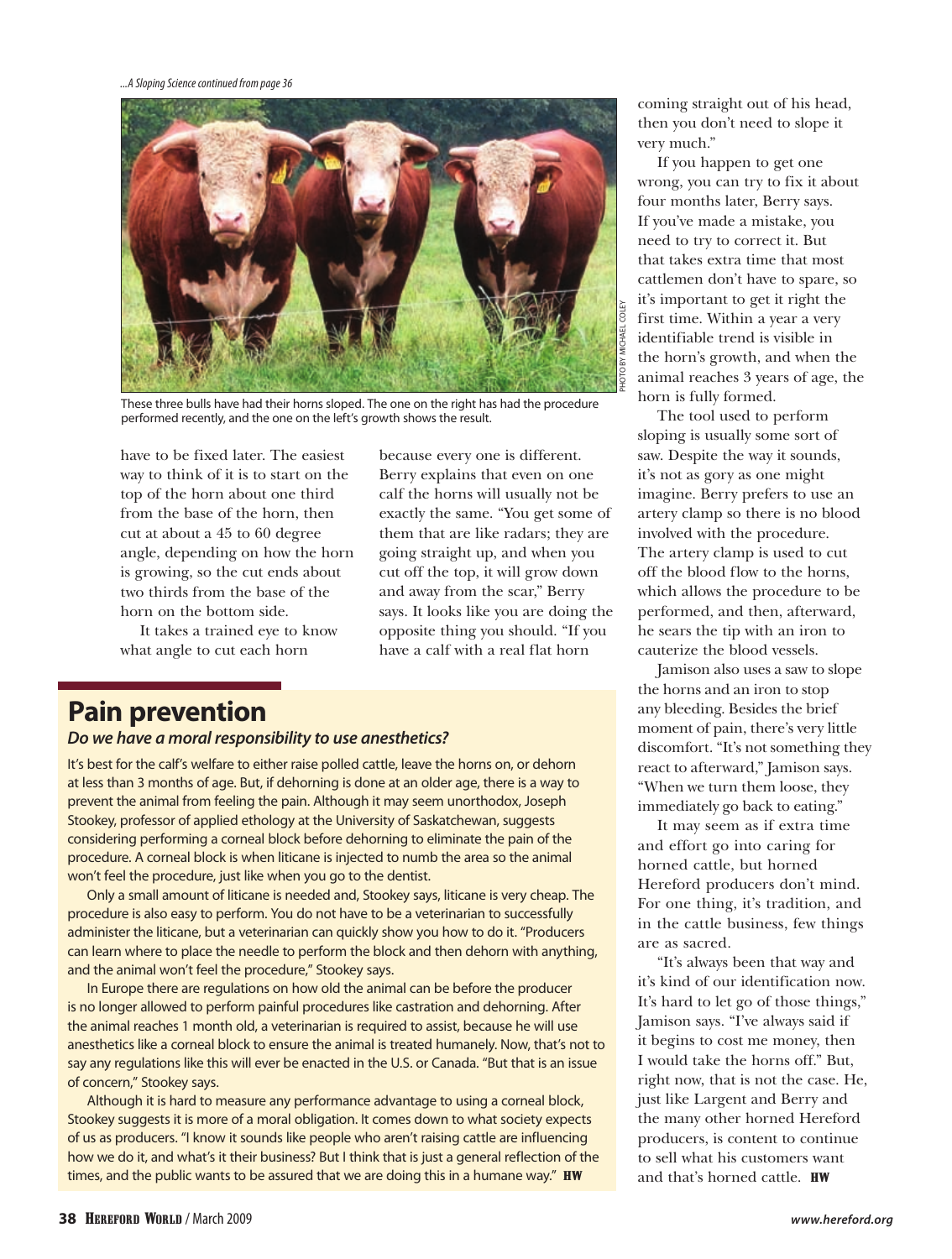*...A Sloping Science continued from page 36*

PHOTO BY MICHAEL COLEY

These three bulls have had their horns sloped. The one on the right has had the procedure performed recently, and the one on the left's growth shows the result.

have to be fixed later. The easiest way to think of it is to start on the top of the horn about one third from the base of the horn, then cut at about a 45 to 60 degree angle, depending on how the horn is growing, so the cut ends about two thirds from the base of the horn on the bottom side.

It takes a trained eye to know what angle to cut each horn because every one is different. Berry explains that even on one calf the horns will usually not be exactly the same. "You get some of them that are like radars; they are going straight up, and when you cut off the top, it will grow down and away from the scar," Berry says. It looks like you are doing the opposite thing you should. "If you have a calf with a real flat horn coming straight out of his head, then you don't need to slope it very much."

If you happen to get one wrong, you can try to fix it about four months later, Berry says. If you've made a mistake, you need to try to correct it. But that takes extra time that most cattlemen don't have to spare, so it's important to get it right the first time. Within a year a very identifiable trend is visible in the horn's growth, and when the animal reaches 3 years of age, the horn is fully formed.

The tool used to perform sloping is usually some sort of saw. Despite the way it sounds, it's not as gory as one might imagine. Berry prefers to use an artery clamp so there is no blood involved with the procedure. The artery clamp is used to cut off the blood flow to the horns, which allows the procedure to be performed, and then, afterward, he sears the tip with an iron to cauterize the blood vessels.

Jamison also uses a saw to slope the horns and an iron to stop any bleeding. Besides the brief moment of pain, there's very little discomfort. "It's not something they react to afterward," Jamison says. "When we turn them loose, they immediately go back to eating."

It may seem as if extra time and effort go into caring for horned cattle, but horned Hereford producers don't mind. For one thing, it's tradition, and in the cattle business, few things are as sacred.

"It's always been that way and it's kind of our identification now. It's hard to let go of those things," Jamison says. "I've always said if it begins to cost me money, then I would take the horns off." But, right now, that is not the case. He, just like Largent and Berry and the many other horned Hereford producers, is content to continue to sell what his customers want and that's horned cattle. **HW**

## Pain prevention

***Do we have a moral responsibility to use anesthetics?***

It's best for the calf's welfare to either raise polled cattle, leave the horns on, or dehorn at less than 3 months of age. But, if dehorning is done at an older age, there is a way to prevent the animal from feeling the pain. Although it may seem unorthodox, Joseph Stookey, professor of applied ethology at the University of Saskatchewan, suggests considering performing a corneal block before dehorning to eliminate the pain of the procedure. A corneal block is when liticane is injected to numb the area so the animal won't feel the procedure, just like when you go to the dentist.

Only a small amount of liticane is needed and, Stookey says, liticane is very cheap. The procedure is also easy to perform. You do not have to be a veterinarian to successfully administer the liticane, but a veterinarian can quickly show you how to do it. "Producers can learn where to place the needle to perform the block and then dehorn with anything, and the animal won't feel the procedure," Stookey says.

In Europe there are regulations on how old the animal can be before the producer is no longer allowed to perform painful procedures like castration and dehorning. After the animal reaches 1 month old, a veterinarian is required to assist, because he will use anesthetics like a corneal block to ensure the animal is treated humanely. Now, that's not to say any regulations like this will ever be enacted in the U.S. or Canada. "But that is an issue of concern," Stookey says.

Although it is hard to measure any performance advantage to using a corneal block, Stookey suggests it is more of a moral obligation. It comes down to what society expects of us as producers. "I know it sounds like people who aren't raising cattle are influencing how we do it, and what's it their business? But I think that is just a general reflection of the times, and the public wants to be assured that we are doing this in a humane way." **HW**